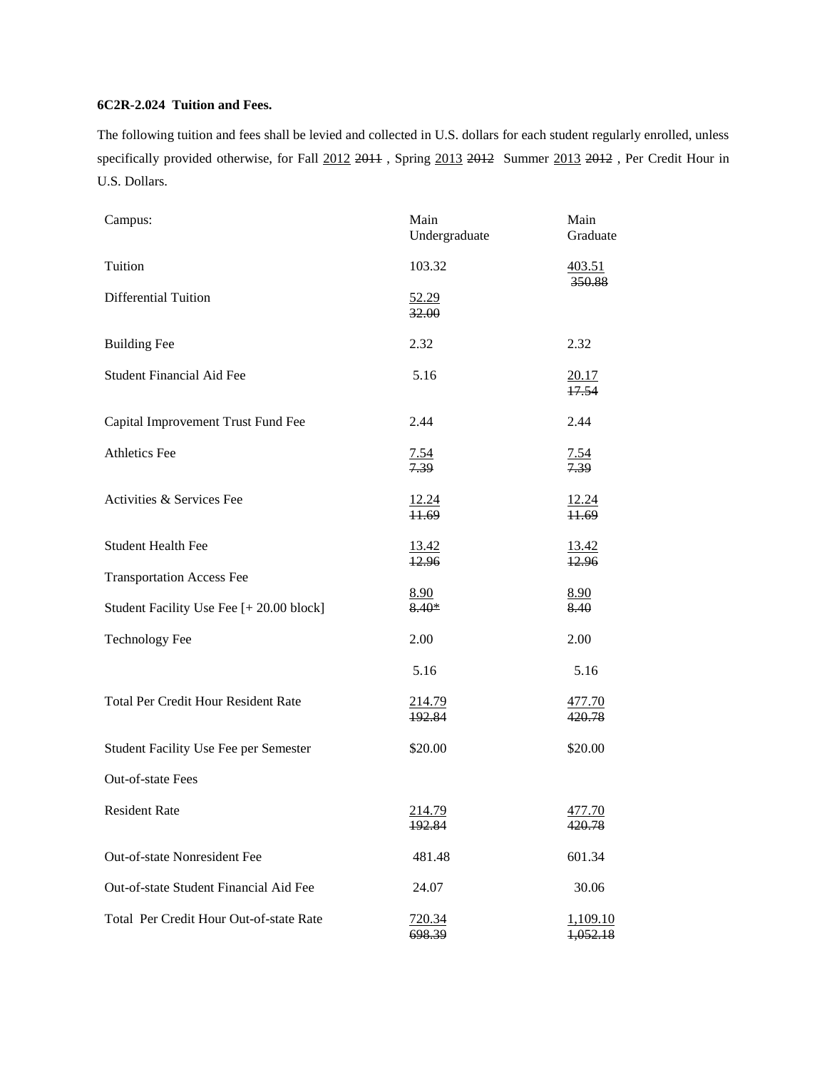**6C2R-2.024 Tuition and Fees.**

The following tuition and fees shall be levied and collected in U.S. dollars for each student regularly enrolled, unless specifically provided otherwise, for Fall <u>2012</u> ~~2011~~ , Spring <u>2013</u> ~~2012~~ Summer <u>2013</u> ~~2012~~ , Per Credit Hour in U.S. Dollars.

| Campus: | Main Undergraduate | Main Graduate |
|---|---|---|
| Tuition | 103.32 | <u>403.51</u> ~~350.88~~ |
| Differential Tuition | <u>52.29</u> ~~32.00~~ | |
| Building Fee | 2.32 | 2.32 |
| Student Financial Aid Fee | 5.16 | <u>20.17</u> ~~17.54~~ |
| Capital Improvement Trust Fund Fee | 2.44 | 2.44 |
| Athletics Fee | <u>7.54</u> ~~7.39~~ | <u>7.54</u> ~~7.39~~ |
| Activities & Services Fee | <u>12.24</u> ~~11.69~~ | <u>12.24</u> ~~11.69~~ |
| Student Health Fee | <u>13.42</u> ~~12.96~~ | <u>13.42</u> ~~12.96~~ |
| Transportation Access Fee | | |
| Student Facility Use Fee [+ 20.00 block] | <u>8.90</u> ~~8.40*~~ | <u>8.90</u> ~~8.40~~ |
| Technology Fee | 2.00 | 2.00 |
| | 5.16 | 5.16 |
| Total Per Credit Hour Resident Rate | <u>214.79</u> ~~192.84~~ | <u>477.70</u> ~~420.78~~ |
| Student Facility Use Fee per Semester | $20.00 | $20.00 |
| Out-of-state Fees | | |
| Resident Rate | <u>214.79</u> ~~192.84~~ | <u>477.70</u> ~~420.78~~ |
| Out-of-state Nonresident Fee | 481.48 | 601.34 |
| Out-of-state Student Financial Aid Fee | 24.07 | 30.06 |
| Total Per Credit Hour Out-of-state Rate | <u>720.34</u> ~~698.39~~ | <u>1,109.10</u> ~~1,052.18~~ |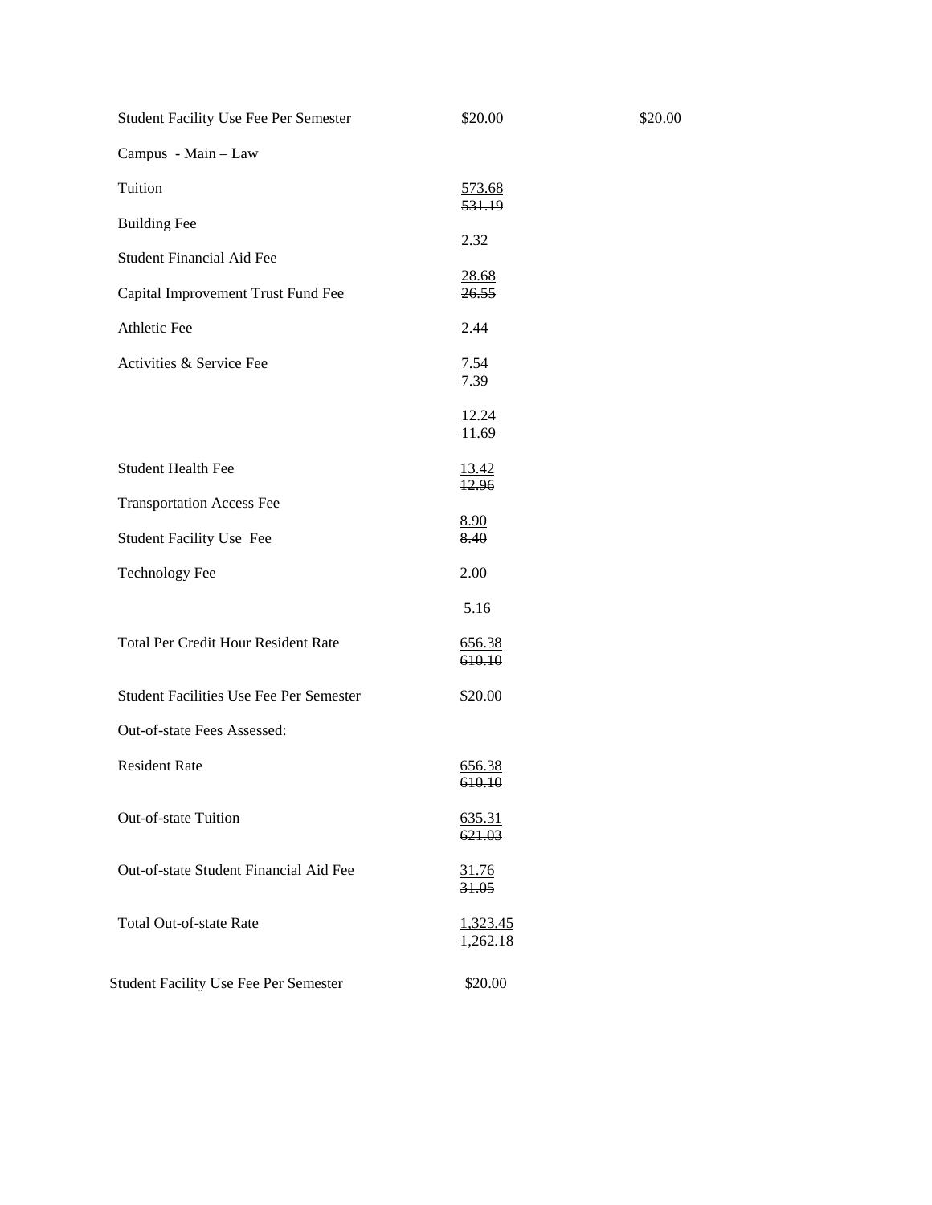| | | |
|---|---|---|
| Student Facility Use Fee Per Semester | $20.00 | $20.00 |
| Campus - Main – Law | | |
| Tuition | <u>573.68</u> ~~531.19~~ | |
| Building Fee | 2.32 | |
| Student Financial Aid Fee | <u>28.68</u> ~~26.55~~ | |
| Capital Improvement Trust Fund Fee | | |
| Athletic Fee | 2.44 | |
| Activities & Service Fee | <u>7.54</u> ~~7.39~~ | |
| | <u>12.24</u> ~~11.69~~ | |
| Student Health Fee | <u>13.42</u> ~~12.96~~ | |
| Transportation Access Fee | | |
| | <u>8.90</u> ~~8.40~~ | |
| Student Facility Use Fee | | |
| Technology Fee | 2.00 | |
| | 5.16 | |
| Total Per Credit Hour Resident Rate | <u>656.38</u> ~~610.10~~ | |
| Student Facilities Use Fee Per Semester | $20.00 | |
| Out-of-state Fees Assessed: | | |
| Resident Rate | <u>656.38</u> ~~610.10~~ | |
| Out-of-state Tuition | <u>635.31</u> ~~621.03~~ | |
| Out-of-state Student Financial Aid Fee | <u>31.76</u> ~~31.05~~ | |
| Total Out-of-state Rate | <u>1,323.45</u> ~~1,262.18~~ | |
| Student Facility Use Fee Per Semester | $20.00 | |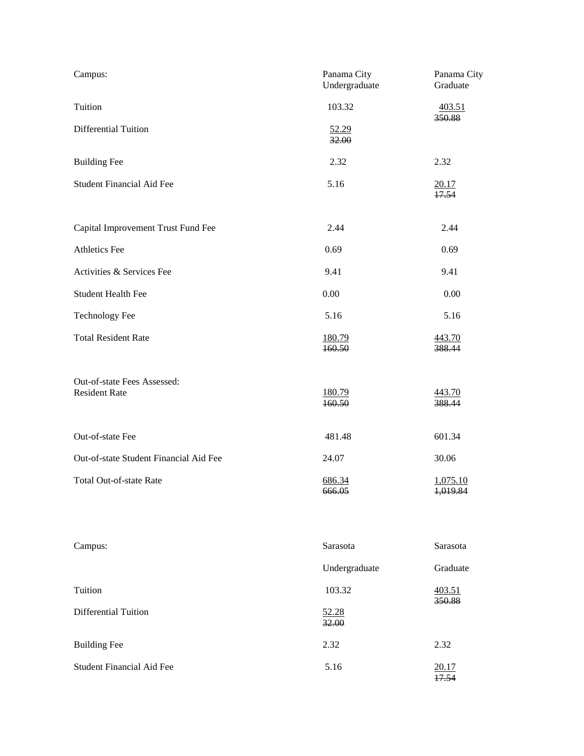| Campus: | Panama City Undergraduate | Panama City Graduate |
|---|---|---|
| Tuition | 103.32 | <u>403.51</u> ~~350.88~~ |
| Differential Tuition | <u>52.29</u> ~~32.00~~ | |
| Building Fee | 2.32 | 2.32 |
| Student Financial Aid Fee | 5.16 | <u>20.17</u> ~~17.54~~ |
| Capital Improvement Trust Fund Fee | 2.44 | 2.44 |
| Athletics Fee | 0.69 | 0.69 |
| Activities & Services Fee | 9.41 | 9.41 |
| Student Health Fee | 0.00 | 0.00 |
| Technology Fee | 5.16 | 5.16 |
| Total Resident Rate | <u>180.79</u> ~~160.50~~ | <u>443.70</u> ~~388.44~~ |
| Out-of-state Fees Assessed: Resident Rate | <u>180.79</u> ~~160.50~~ | <u>443.70</u> ~~388.44~~ |
| Out-of-state Fee | 481.48 | 601.34 |
| Out-of-state Student Financial Aid Fee | 24.07 | 30.06 |
| Total Out-of-state Rate | <u>686.34</u> ~~666.05~~ | <u>1,075.10</u> ~~1,019.84~~ |

| Campus: | Sarasota Undergraduate | Sarasota Graduate |
|---|---|---|
| Tuition | 103.32 | <u>403.51</u> ~~350.88~~ |
| Differential Tuition | <u>52.28</u> ~~32.00~~ | |
| Building Fee | 2.32 | 2.32 |
| Student Financial Aid Fee | 5.16 | <u>20.17</u> ~~17.54~~ |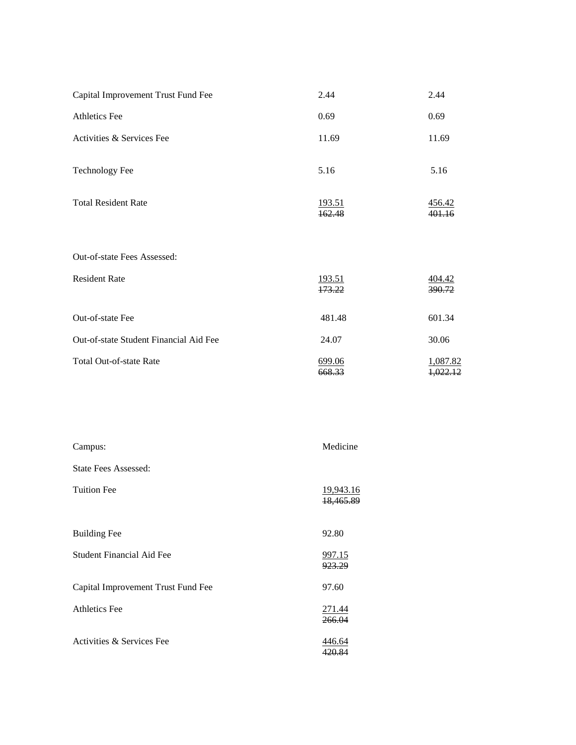| | | |
|---|---|---|
| Capital Improvement Trust Fund Fee | 2.44 | 2.44 |
| Athletics Fee | 0.69 | 0.69 |
| Activities & Services Fee | 11.69 | 11.69 |
| Technology Fee | 5.16 | 5.16 |
| Total Resident Rate | <u>193.51</u> ~~162.48~~ | <u>456.42</u> ~~401.16~~ |
| Out-of-state Fees Assessed: | | |
| Resident Rate | <u>193.51</u> ~~173.22~~ | <u>404.42</u> ~~390.72~~ |
| Out-of-state Fee | 481.48 | 601.34 |
| Out-of-state Student Financial Aid Fee | 24.07 | 30.06 |
| Total Out-of-state Rate | <u>699.06</u> ~~668.33~~ | <u>1,087.82</u> ~~1,022.12~~ |

| Campus: | Medicine |
|---|---|
| State Fees Assessed: | |
| Tuition Fee | <u>19,943.16</u> ~~18,465.89~~ |
| Building Fee | 92.80 |
| Student Financial Aid Fee | <u>997.15</u> ~~923.29~~ |
| Capital Improvement Trust Fund Fee | 97.60 |
| Athletics Fee | <u>271.44</u> ~~266.04~~ |
| Activities & Services Fee | <u>446.64</u> ~~420.84~~ |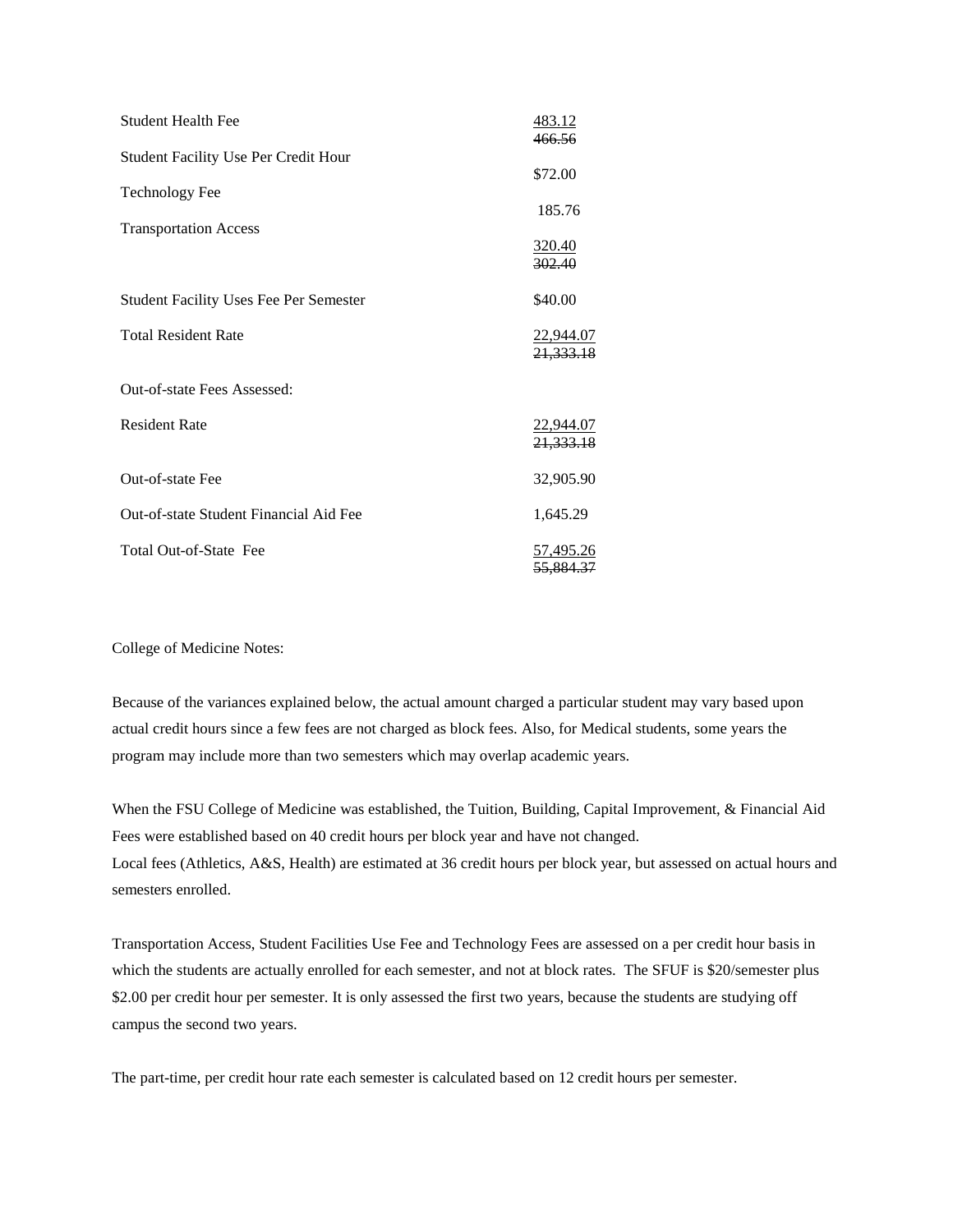| | |
|---|---|
| Student Health Fee | 483.12 ~~466.56~~ |
| Student Facility Use Per Credit Hour | $72.00 |
| Technology Fee | 185.76 |
| Transportation Access | 320.40 ~~302.40~~ |
| Student Facility Uses Fee Per Semester | $40.00 |
| Total Resident Rate | 22,944.07 ~~21,333.18~~ |
| Out-of-state Fees Assessed: | |
| Resident Rate | 22,944.07 ~~21,333.18~~ |
| Out-of-state Fee | 32,905.90 |
| Out-of-state Student Financial Aid Fee | 1,645.29 |
| Total Out-of-State Fee | 57,495.26 ~~55,884.37~~ |

College of Medicine Notes:

Because of the variances explained below, the actual amount charged a particular student may vary based upon actual credit hours since a few fees are not charged as block fees. Also, for Medical students, some years the program may include more than two semesters which may overlap academic years.

When the FSU College of Medicine was established, the Tuition, Building, Capital Improvement, & Financial Aid Fees were established based on 40 credit hours per block year and have not changed.
Local fees (Athletics, A&S, Health) are estimated at 36 credit hours per block year, but assessed on actual hours and semesters enrolled.

Transportation Access, Student Facilities Use Fee and Technology Fees are assessed on a per credit hour basis in which the students are actually enrolled for each semester, and not at block rates. The SFUF is $20/semester plus $2.00 per credit hour per semester. It is only assessed the first two years, because the students are studying off campus the second two years.

The part-time, per credit hour rate each semester is calculated based on 12 credit hours per semester.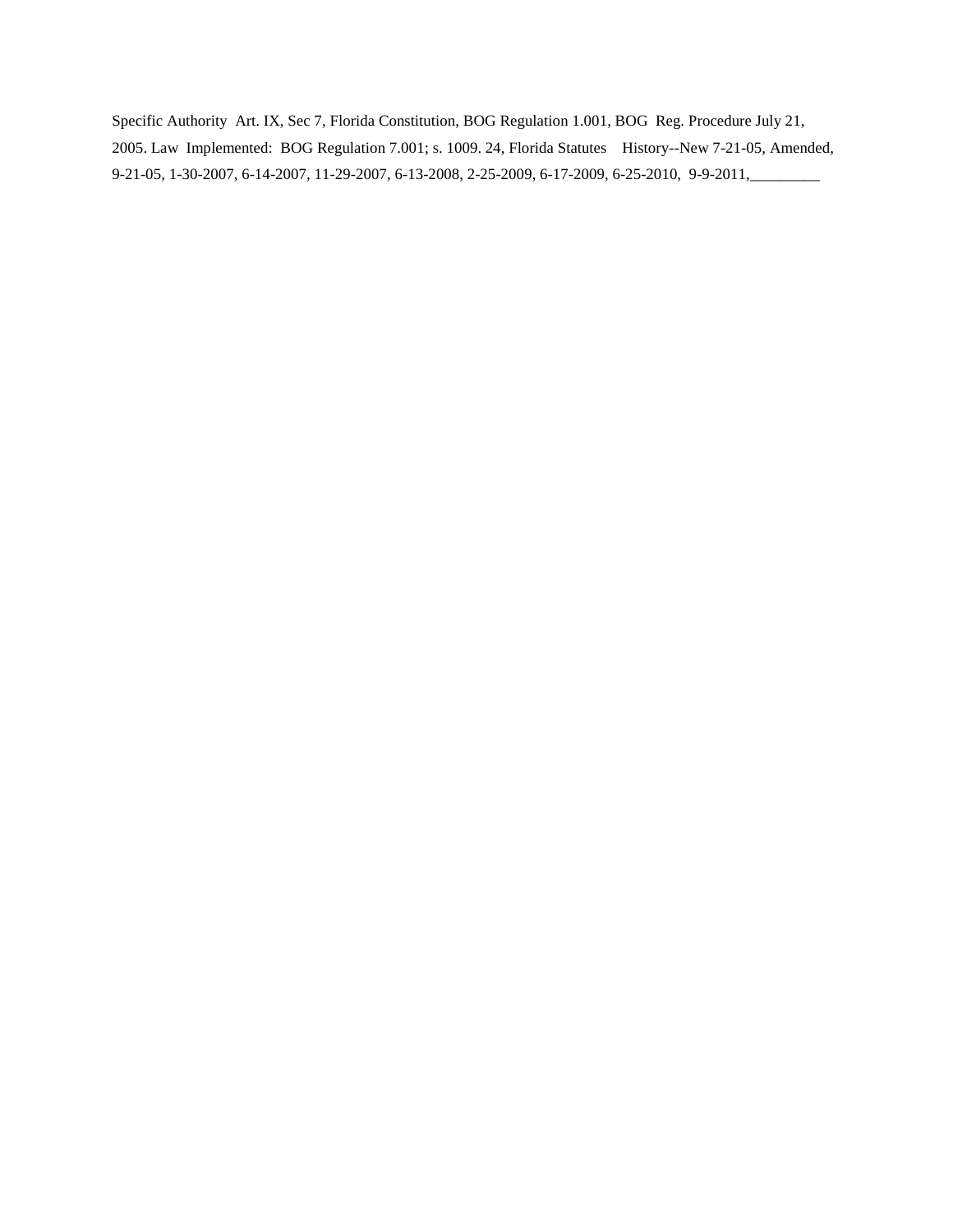Specific Authority Art. IX, Sec 7, Florida Constitution, BOG Regulation 1.001, BOG Reg. Procedure July 21, 2005. Law Implemented: BOG Regulation 7.001; s. 1009. 24, Florida Statutes History--New 7-21-05, Amended, 9-21-05, 1-30-2007, 6-14-2007, 11-29-2007, 6-13-2008, 2-25-2009, 6-17-2009, 6-25-2010, 9-9-2011,_________